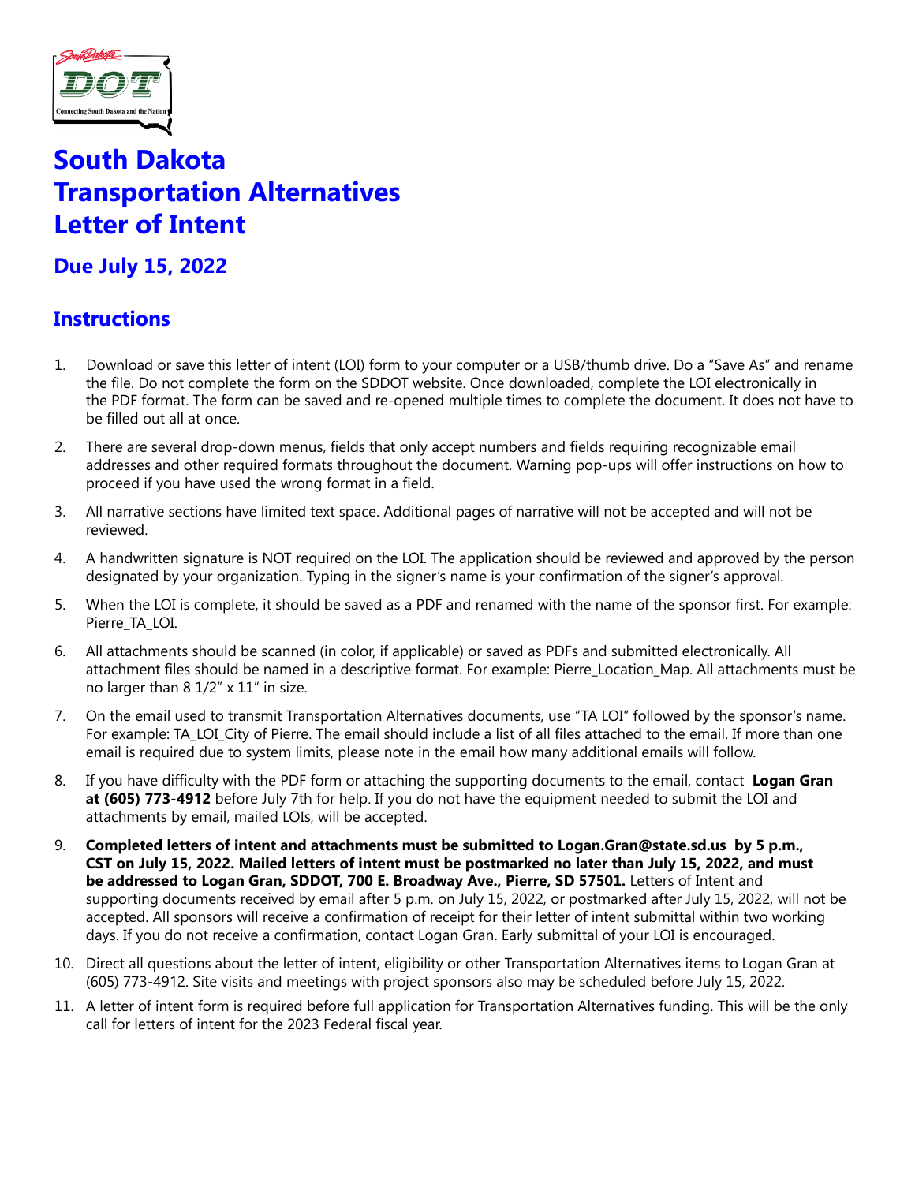# South Dakota Transportation Alternatives Letter of Intent

## Due July 15, 2022

## Instructions

1. Download or save this letter of intent (LOI) form to your computer or a USB/thumb drive. Do a "Save As" and rename the file. Do not complete the form on the SDDOT website. Once downloaded, complete the LOI electronically in the PDF format. The form can be saved and re-opened multiple times to complete the document. It does not have to be filled out all at once.

2. There are several drop-down menus, fields that only accept numbers and fields requiring recognizable email addresses and other required formats throughout the document. Warning pop-ups will offer instructions on how to proceed if you have used the wrong format in a field.

3. All narrative sections have limited text space. Additional pages of narrative will not be accepted and will not be reviewed.

4. A handwritten signature is NOT required on the LOI. The application should be reviewed and approved by the person designated by your organization. Typing in the signer's name is your confirmation of the signer's approval.

5. When the LOI is complete, it should be saved as a PDF and renamed with the name of the sponsor first. For example: Pierre_TA_LOI.

6. All attachments should be scanned (in color, if applicable) or saved as PDFs and submitted electronically. All attachment files should be named in a descriptive format. For example: Pierre_Location_Map. All attachments must be no larger than 8 1/2" x 11" in size.

7. On the email used to transmit Transportation Alternatives documents, use "TA LOI" followed by the sponsor's name. For example: TA_LOI_City of Pierre. The email should include a list of all files attached to the email. If more than one email is required due to system limits, please note in the email how many additional emails will follow.

8. If you have difficulty with the PDF form or attaching the supporting documents to the email, contact **Logan Gran at (605) 773-4912** before July 7th for help. If you do not have the equipment needed to submit the LOI and attachments by email, mailed LOIs, will be accepted.

9. **Completed letters of intent and attachments must be submitted to Logan.Gran@state.sd.us by 5 p.m., CST on July 15, 2022. Mailed letters of intent must be postmarked no later than July 15, 2022, and must be addressed to Logan Gran, SDDOT, 700 E. Broadway Ave., Pierre, SD 57501.** Letters of Intent and supporting documents received by email after 5 p.m. on July 15, 2022, or postmarked after July 15, 2022, will not be accepted. All sponsors will receive a confirmation of receipt for their letter of intent submittal within two working days. If you do not receive a confirmation, contact Logan Gran. Early submittal of your LOI is encouraged.

10. Direct all questions about the letter of intent, eligibility or other Transportation Alternatives items to Logan Gran at (605) 773-4912. Site visits and meetings with project sponsors also may be scheduled before July 15, 2022.

11. A letter of intent form is required before full application for Transportation Alternatives funding. This will be the only call for letters of intent for the 2023 Federal fiscal year.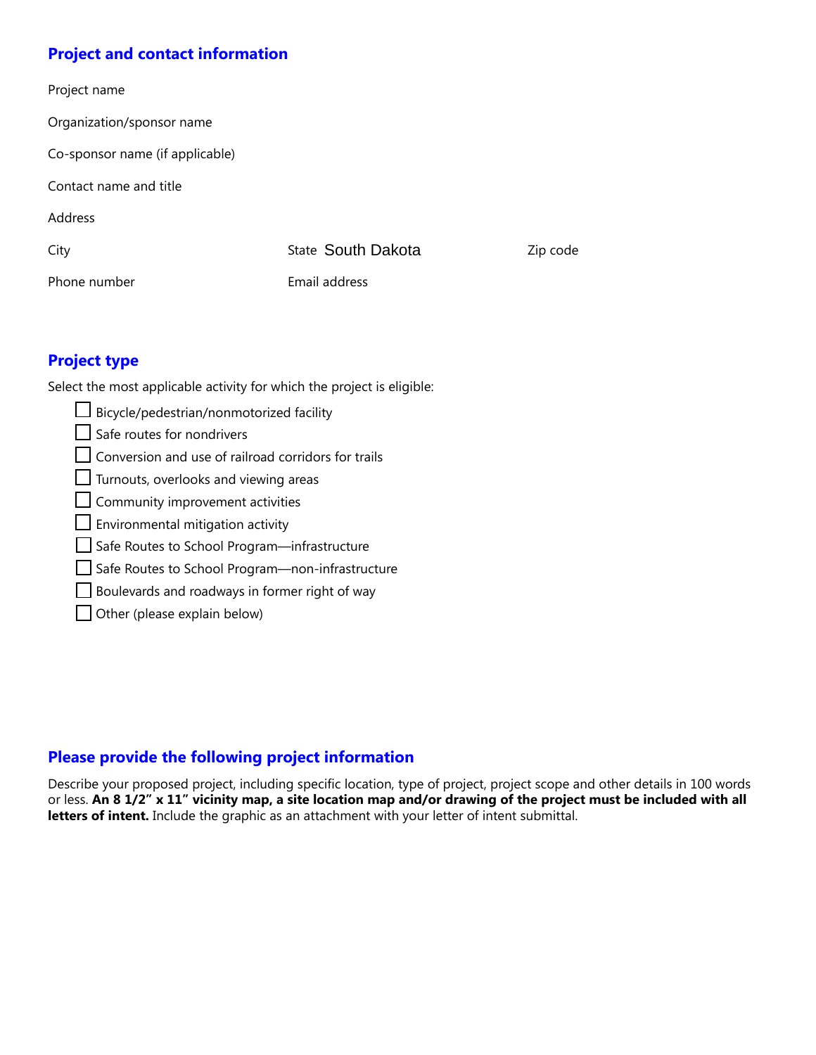## Project and contact information

Project name

Organization/sponsor name

Co-sponsor name (if applicable)

Contact name and title

Address

City State South Dakota Zip code

Phone number Email address

## Project type

Select the most applicable activity for which the project is eligible:

- ☐ Bicycle/pedestrian/nonmotorized facility
- ☐ Safe routes for nondrivers
- ☐ Conversion and use of railroad corridors for trails
- ☐ Turnouts, overlooks and viewing areas
- ☐ Community improvement activities
- ☐ Environmental mitigation activity
- ☐ Safe Routes to School Program—infrastructure
- ☐ Safe Routes to School Program—non-infrastructure
- ☐ Boulevards and roadways in former right of way
- ☐ Other (please explain below)

## Please provide the following project information

Describe your proposed project, including specific location, type of project, project scope and other details in 100 words or less. **An 8 1/2" x 11" vicinity map, a site location map and/or drawing of the project must be included with all letters of intent.** Include the graphic as an attachment with your letter of intent submittal.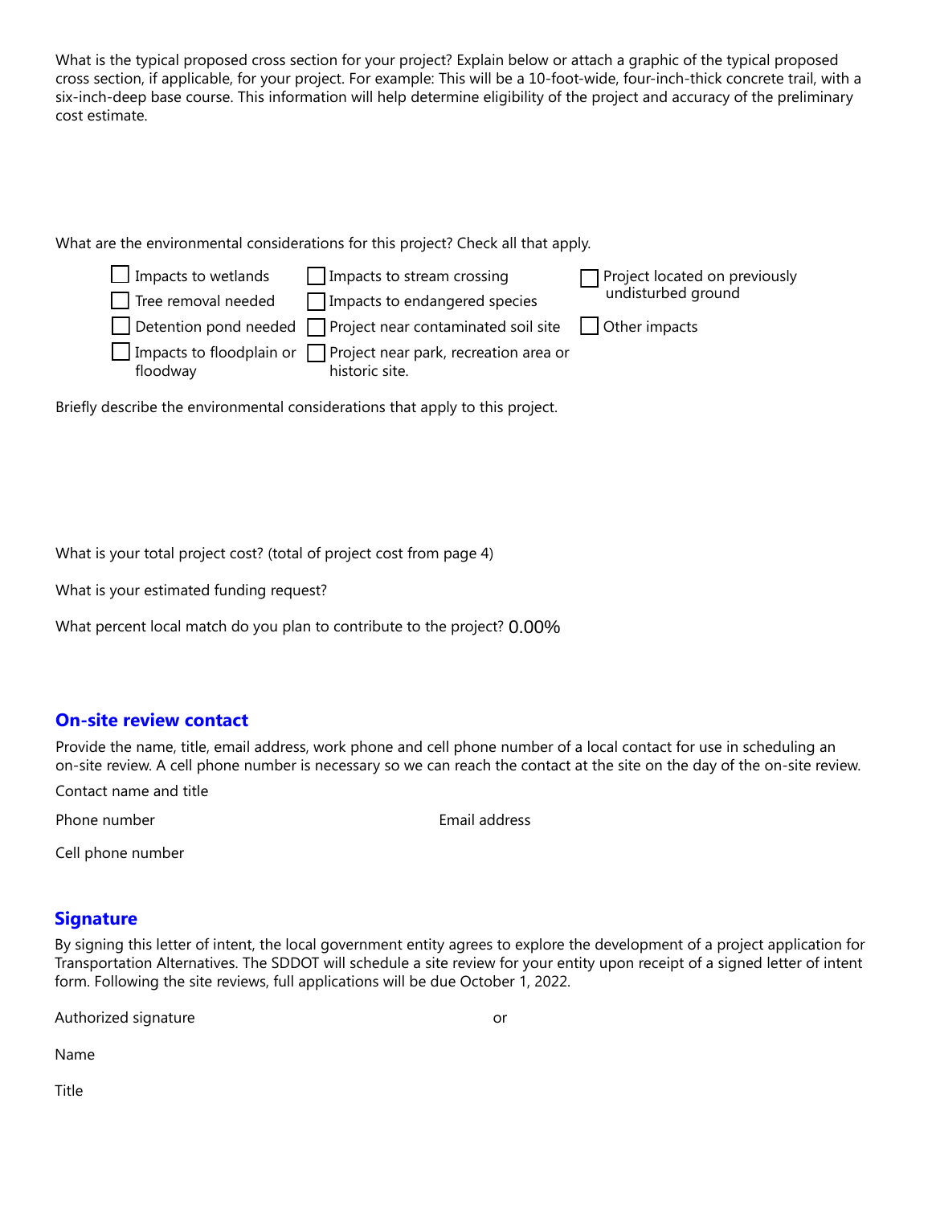What is the typical proposed cross section for your project? Explain below or attach a graphic of the typical proposed cross section, if applicable, for your project. For example: This will be a 10-foot-wide, four-inch-thick concrete trail, with a six-inch-deep base course. This information will help determine eligibility of the project and accuracy of the preliminary cost estimate.

What are the environmental considerations for this project? Check all that apply.

- ☐ Impacts to wetlands
- ☐ Tree removal needed
- ☐ Detention pond needed
- ☐ Impacts to floodplain or floodway
- ☐ Impacts to stream crossing
- ☐ Impacts to endangered species
- ☐ Project near contaminated soil site
- ☐ Project near park, recreation area or historic site.
- ☐ Project located on previously undisturbed ground
- ☐ Other impacts

Briefly describe the environmental considerations that apply to this project.

What is your total project cost? (total of project cost from page 4)

What is your estimated funding request?

What percent local match do you plan to contribute to the project? 0.00%

## On-site review contact

Provide the name, title, email address, work phone and cell phone number of a local contact for use in scheduling an on-site review. A cell phone number is necessary so we can reach the contact at the site on the day of the on-site review.

Contact name and title

Phone number

Email address

Cell phone number

## Signature

By signing this letter of intent, the local government entity agrees to explore the development of a project application for Transportation Alternatives. The SDDOT will schedule a site review for your entity upon receipt of a signed letter of intent form. Following the site reviews, full applications will be due October 1, 2022.

Authorized signature or

Name

Title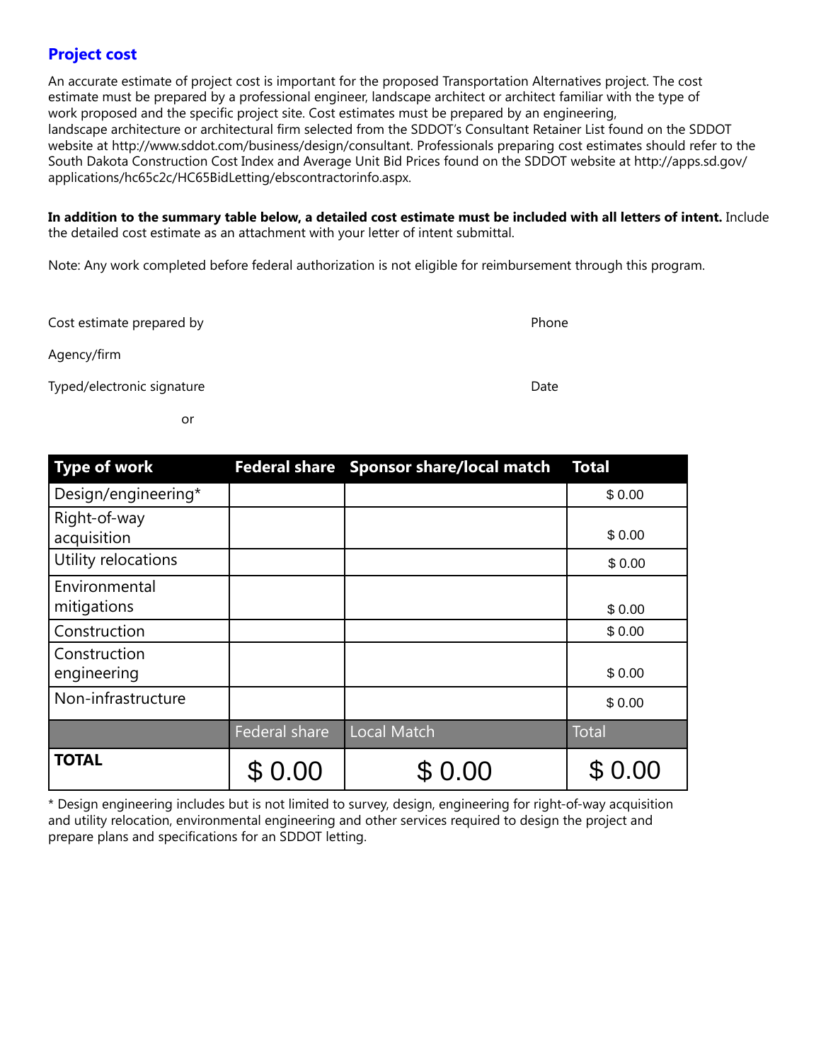## Project cost

An accurate estimate of project cost is important for the proposed Transportation Alternatives project. The cost estimate must be prepared by a professional engineer, landscape architect or architect familiar with the type of work proposed and the specific project site. Cost estimates must be prepared by an engineering, landscape architecture or architectural firm selected from the SDDOT's Consultant Retainer List found on the SDDOT website at http://www.sddot.com/business/design/consultant. Professionals preparing cost estimates should refer to the South Dakota Construction Cost Index and Average Unit Bid Prices found on the SDDOT website at http://apps.sd.gov/applications/hc65c2c/HC65BidLetting/ebscontractorinfo.aspx.

**In addition to the summary table below, a detailed cost estimate must be included with all letters of intent.** Include the detailed cost estimate as an attachment with your letter of intent submittal.

Note: Any work completed before federal authorization is not eligible for reimbursement through this program.

Cost estimate prepared by

Phone

Agency/firm

Typed/electronic signature

Date

or

| Type of work | Federal share | Sponsor share/local match | Total |
|---|---|---|---|
| Design/engineering* | | | $ 0.00 |
| Right-of-way acquisition | | | $ 0.00 |
| Utility relocations | | | $ 0.00 |
| Environmental mitigations | | | $ 0.00 |
| Construction | | | $ 0.00 |
| Construction engineering | | | $ 0.00 |
| Non-infrastructure | | | $ 0.00 |
| | Federal share | Local Match | Total |
| **TOTAL** | $ 0.00 | $ 0.00 | $ 0.00 |

* Design engineering includes but is not limited to survey, design, engineering for right-of-way acquisition and utility relocation, environmental engineering and other services required to design the project and prepare plans and specifications for an SDDOT letting.